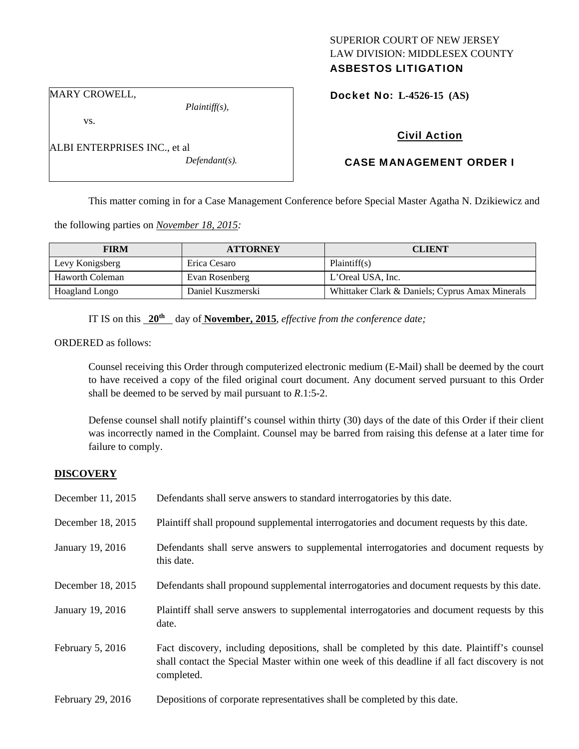SUPERIOR COURT OF NEW JERSEY
LAW DIVISION: MIDDLESEX COUNTY
**ASBESTOS LITIGATION**

MARY CROWELL,
*Plaintiff(s),*
vs.
ALBI ENTERPRISES INC., et al
*Defendant(s).*

**Docket No: L-4526-15 (AS)**

**Civil Action**

**CASE MANAGEMENT ORDER I**

This matter coming in for a Case Management Conference before Special Master Agatha N. Dzikiewicz and the following parties on *November 18, 2015:*

| FIRM | ATTORNEY | CLIENT |
|---|---|---|
| Levy Konigsberg | Erica Cesaro | Plaintiff(s) |
| Haworth Coleman | Evan Rosenberg | L'Oreal USA, Inc. |
| Hoagland Longo | Daniel Kuszmerski | Whittaker Clark & Daniels; Cyprus Amax Minerals |

IT IS on this **20th** day of **November, 2015**, *effective from the conference date;*

ORDERED as follows:

Counsel receiving this Order through computerized electronic medium (E-Mail) shall be deemed by the court to have received a copy of the filed original court document. Any document served pursuant to this Order shall be deemed to be served by mail pursuant to *R*.1:5-2.

Defense counsel shall notify plaintiff's counsel within thirty (30) days of the date of this Order if their client was incorrectly named in the Complaint. Counsel may be barred from raising this defense at a later time for failure to comply.

## DISCOVERY

| | |
|---|---|
| December 11, 2015 | Defendants shall serve answers to standard interrogatories by this date. |
| December 18, 2015 | Plaintiff shall propound supplemental interrogatories and document requests by this date. |
| January 19, 2016 | Defendants shall serve answers to supplemental interrogatories and document requests by this date. |
| December 18, 2015 | Defendants shall propound supplemental interrogatories and document requests by this date. |
| January 19, 2016 | Plaintiff shall serve answers to supplemental interrogatories and document requests by this date. |
| February 5, 2016 | Fact discovery, including depositions, shall be completed by this date. Plaintiff's counsel shall contact the Special Master within one week of this deadline if all fact discovery is not completed. |
| February 29, 2016 | Depositions of corporate representatives shall be completed by this date. |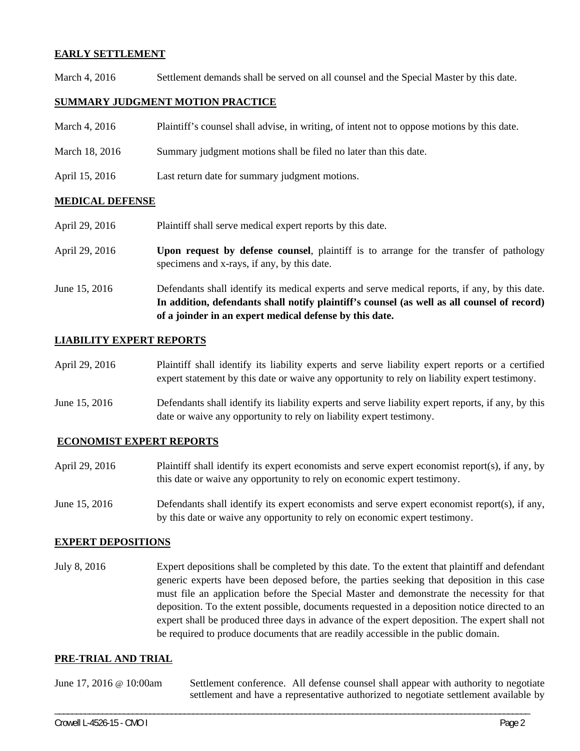**EARLY SETTLEMENT**

March 4, 2016 Settlement demands shall be served on all counsel and the Special Master by this date.

**SUMMARY JUDGMENT MOTION PRACTICE**

March 4, 2016 Plaintiff's counsel shall advise, in writing, of intent not to oppose motions by this date.

March 18, 2016 Summary judgment motions shall be filed no later than this date.

April 15, 2016 Last return date for summary judgment motions.

**MEDICAL DEFENSE**

April 29, 2016 Plaintiff shall serve medical expert reports by this date.

April 29, 2016 **Upon request by defense counsel**, plaintiff is to arrange for the transfer of pathology specimens and x-rays, if any, by this date.

June 15, 2016 Defendants shall identify its medical experts and serve medical reports, if any, by this date. **In addition, defendants shall notify plaintiff's counsel (as well as all counsel of record) of a joinder in an expert medical defense by this date.**

**LIABILITY EXPERT REPORTS**

April 29, 2016 Plaintiff shall identify its liability experts and serve liability expert reports or a certified expert statement by this date or waive any opportunity to rely on liability expert testimony.

June 15, 2016 Defendants shall identify its liability experts and serve liability expert reports, if any, by this date or waive any opportunity to rely on liability expert testimony.

**ECONOMIST EXPERT REPORTS**

April 29, 2016 Plaintiff shall identify its expert economists and serve expert economist report(s), if any, by this date or waive any opportunity to rely on economic expert testimony.

June 15, 2016 Defendants shall identify its expert economists and serve expert economist report(s), if any, by this date or waive any opportunity to rely on economic expert testimony.

**EXPERT DEPOSITIONS**

July 8, 2016 Expert depositions shall be completed by this date. To the extent that plaintiff and defendant generic experts have been deposed before, the parties seeking that deposition in this case must file an application before the Special Master and demonstrate the necessity for that deposition. To the extent possible, documents requested in a deposition notice directed to an expert shall be produced three days in advance of the expert deposition. The expert shall not be required to produce documents that are readily accessible in the public domain.

**PRE-TRIAL AND TRIAL**

June 17, 2016 @ 10:00am Settlement conference. All defense counsel shall appear with authority to negotiate settlement and have a representative authorized to negotiate settlement available by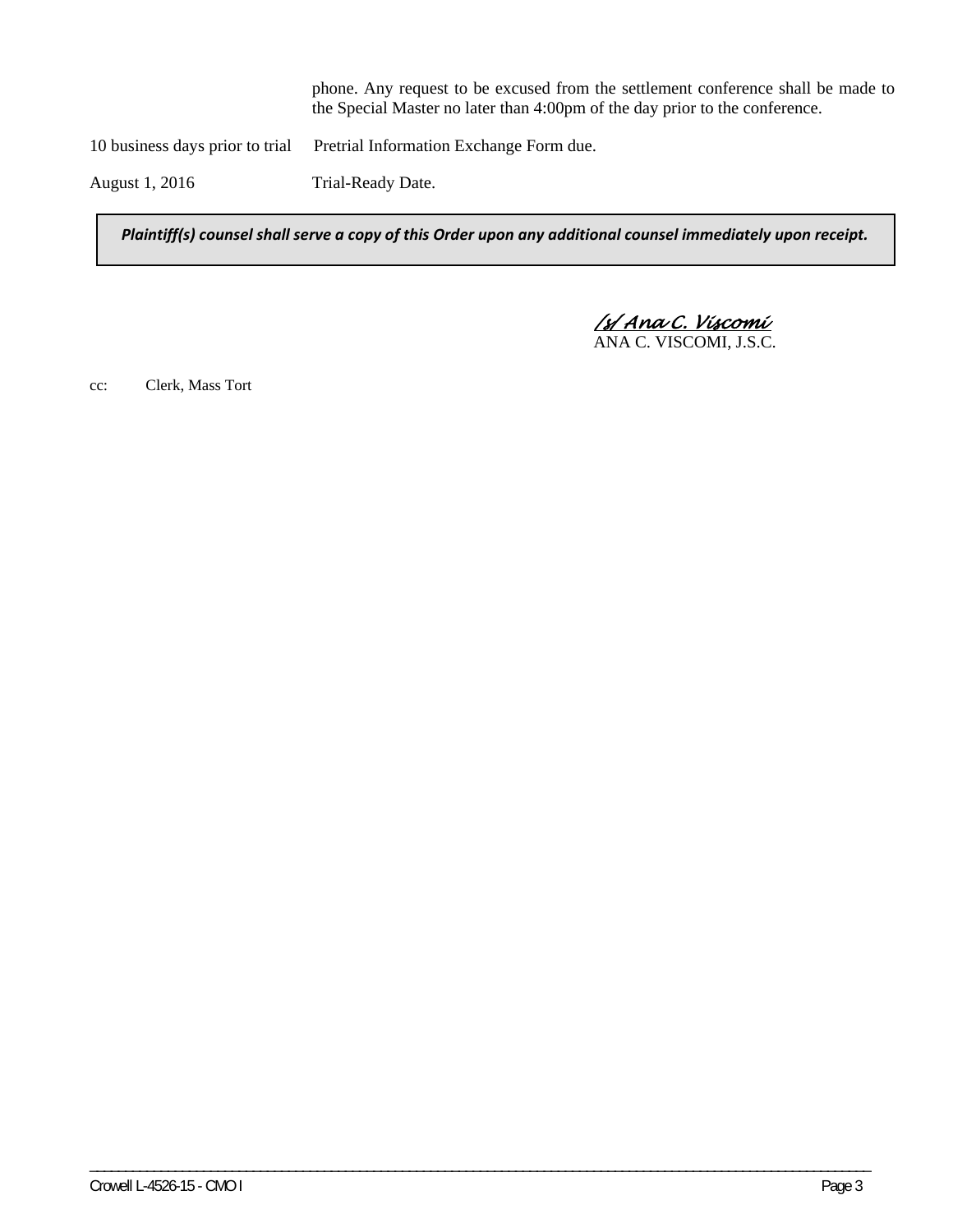| | |
|---|---|
| | phone. Any request to be excused from the settlement conference shall be made to the Special Master no later than 4:00pm of the day prior to the conference. |
| 10 business days prior to trial | Pretrial Information Exchange Form due. |
| August 1, 2016 | Trial-Ready Date. |

***Plaintiff(s) counsel shall serve a copy of this Order upon any additional counsel immediately upon receipt.***

*/s/ Ana C. Viscomi*
ANA C. VISCOMI, J.S.C.

cc: Clerk, Mass Tort